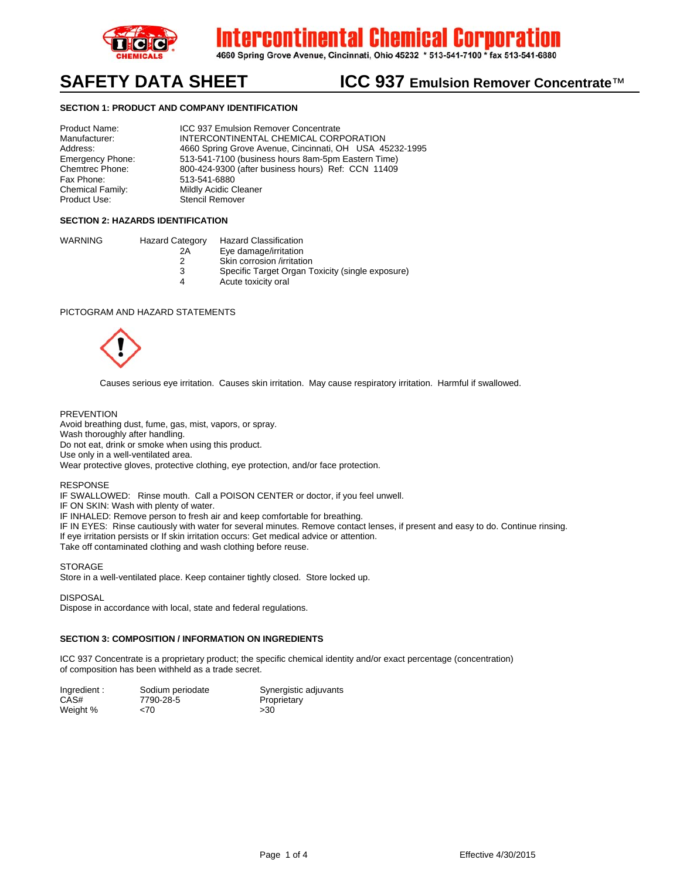# Intercontinental Chemical Corporation

4660 Spring Grove Avenue, Cincinnati, Ohio 45232 * 513-541-7100 * fax 513-541-6880

# SAFETY DATA SHEET — ICC 937 Emulsion Remover Concentrate™

## SECTION 1: PRODUCT AND COMPANY IDENTIFICATION

| | |
|---|---|
| Product Name: | ICC 937 Emulsion Remover Concentrate |
| Manufacturer: | INTERCONTINENTAL CHEMICAL CORPORATION |
| Address: | 4660 Spring Grove Avenue, Cincinnati, OH USA 45232-1995 |
| Emergency Phone: | 513-541-7100 (business hours 8am-5pm Eastern Time) |
| Chemtrec Phone: | 800-424-9300 (after business hours) Ref: CCN 11409 |
| Fax Phone: | 513-541-6880 |
| Chemical Family: | Mildly Acidic Cleaner |
| Product Use: | Stencil Remover |

## SECTION 2: HAZARDS IDENTIFICATION

| WARNING | Hazard Category | Hazard Classification |
|---|---|---|
| | 2A | Eye damage/irritation |
| | 2 | Skin corrosion /irritation |
| | 3 | Specific Target Organ Toxicity (single exposure) |
| | 4 | Acute toxicity oral |

PICTOGRAM AND HAZARD STATEMENTS

Causes serious eye irritation. Causes skin irritation. May cause respiratory irritation. Harmful if swallowed.

PREVENTION
Avoid breathing dust, fume, gas, mist, vapors, or spray.
Wash thoroughly after handling.
Do not eat, drink or smoke when using this product.
Use only in a well-ventilated area.
Wear protective gloves, protective clothing, eye protection, and/or face protection.

RESPONSE
IF SWALLOWED: Rinse mouth. Call a POISON CENTER or doctor, if you feel unwell.
IF ON SKIN: Wash with plenty of water.
IF INHALED: Remove person to fresh air and keep comfortable for breathing.
IF IN EYES: Rinse cautiously with water for several minutes. Remove contact lenses, if present and easy to do. Continue rinsing.
If eye irritation persists or If skin irritation occurs: Get medical advice or attention.
Take off contaminated clothing and wash clothing before reuse.

STORAGE
Store in a well-ventilated place. Keep container tightly closed. Store locked up.

DISPOSAL
Dispose in accordance with local, state and federal regulations.

## SECTION 3: COMPOSITION / INFORMATION ON INGREDIENTS

ICC 937 Concentrate is a proprietary product; the specific chemical identity and/or exact percentage (concentration) of composition has been withheld as a trade secret.

| Ingredient : | Sodium periodate | Synergistic adjuvants |
|---|---|---|
| CAS# | 7790-28-5 | Proprietary |
| Weight % | <70 | >30 |

Effective 4/30/2015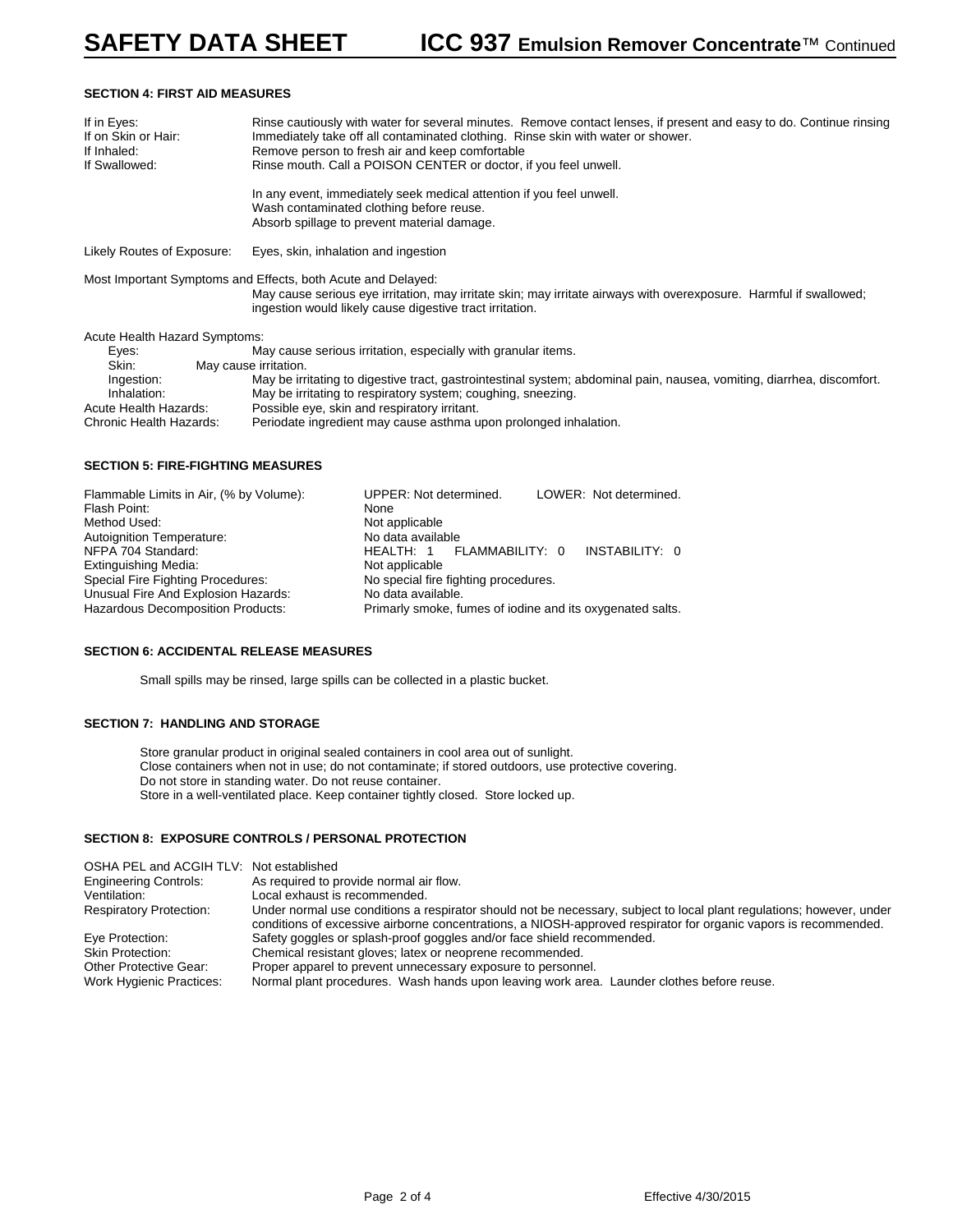### SECTION 4: FIRST AID MEASURES

| | |
|---|---|
| If in Eyes: | Rinse cautiously with water for several minutes. Remove contact lenses, if present and easy to do. Continue rinsing |
| If on Skin or Hair: | Immediately take off all contaminated clothing. Rinse skin with water or shower. |
| If Inhaled: | Remove person to fresh air and keep comfortable |
| If Swallowed: | Rinse mouth. Call a POISON CENTER or doctor, if you feel unwell. |

In any event, immediately seek medical attention if you feel unwell.
Wash contaminated clothing before reuse.
Absorb spillage to prevent material damage.

Likely Routes of Exposure: Eyes, skin, inhalation and ingestion

Most Important Symptoms and Effects, both Acute and Delayed:
May cause serious eye irritation, may irritate skin; may irritate airways with overexposure. Harmful if swallowed; ingestion would likely cause digestive tract irritation.

Acute Health Hazard Symptoms:

| | |
|---|---|
| Eyes: | May cause serious irritation, especially with granular items. |
| Skin: | May cause irritation. |
| Ingestion: | May be irritating to digestive tract, gastrointestinal system; abdominal pain, nausea, vomiting, diarrhea, discomfort. |
| Inhalation: | May be irritating to respiratory system; coughing, sneezing. |
| Acute Health Hazards: | Possible eye, skin and respiratory irritant. |
| Chronic Health Hazards: | Periodate ingredient may cause asthma upon prolonged inhalation. |

### SECTION 5: FIRE-FIGHTING MEASURES

| | |
|---|---|
| Flammable Limits in Air, (% by Volume): | UPPER: Not determined. LOWER: Not determined. |
| Flash Point: | None |
| Method Used: | Not applicable |
| Autoignition Temperature: | No data available |
| NFPA 704 Standard: | HEALTH: 1 FLAMMABILITY: 0 INSTABILITY: 0 |
| Extinguishing Media: | Not applicable |
| Special Fire Fighting Procedures: | No special fire fighting procedures. |
| Unusual Fire And Explosion Hazards: | No data available. |
| Hazardous Decomposition Products: | Primarly smoke, fumes of iodine and its oxygenated salts. |

### SECTION 6: ACCIDENTAL RELEASE MEASURES

Small spills may be rinsed, large spills can be collected in a plastic bucket.

### SECTION 7: HANDLING AND STORAGE

Store granular product in original sealed containers in cool area out of sunlight.
Close containers when not in use; do not contaminate; if stored outdoors, use protective covering.
Do not store in standing water. Do not reuse container.
Store in a well-ventilated place. Keep container tightly closed. Store locked up.

### SECTION 8: EXPOSURE CONTROLS / PERSONAL PROTECTION

| | |
|---|---|
| OSHA PEL and ACGIH TLV: | Not established |
| Engineering Controls: | As required to provide normal air flow. |
| Ventilation: | Local exhaust is recommended. |
| Respiratory Protection: | Under normal use conditions a respirator should not be necessary, subject to local plant regulations; however, under conditions of excessive airborne concentrations, a NIOSH-approved respirator for organic vapors is recommended. |
| Eye Protection: | Safety goggles or splash-proof goggles and/or face shield recommended. |
| Skin Protection: | Chemical resistant gloves; latex or neoprene recommended. |
| Other Protective Gear: | Proper apparel to prevent unnecessary exposure to personnel. |
| Work Hygienic Practices: | Normal plant procedures. Wash hands upon leaving work area. Launder clothes before reuse. |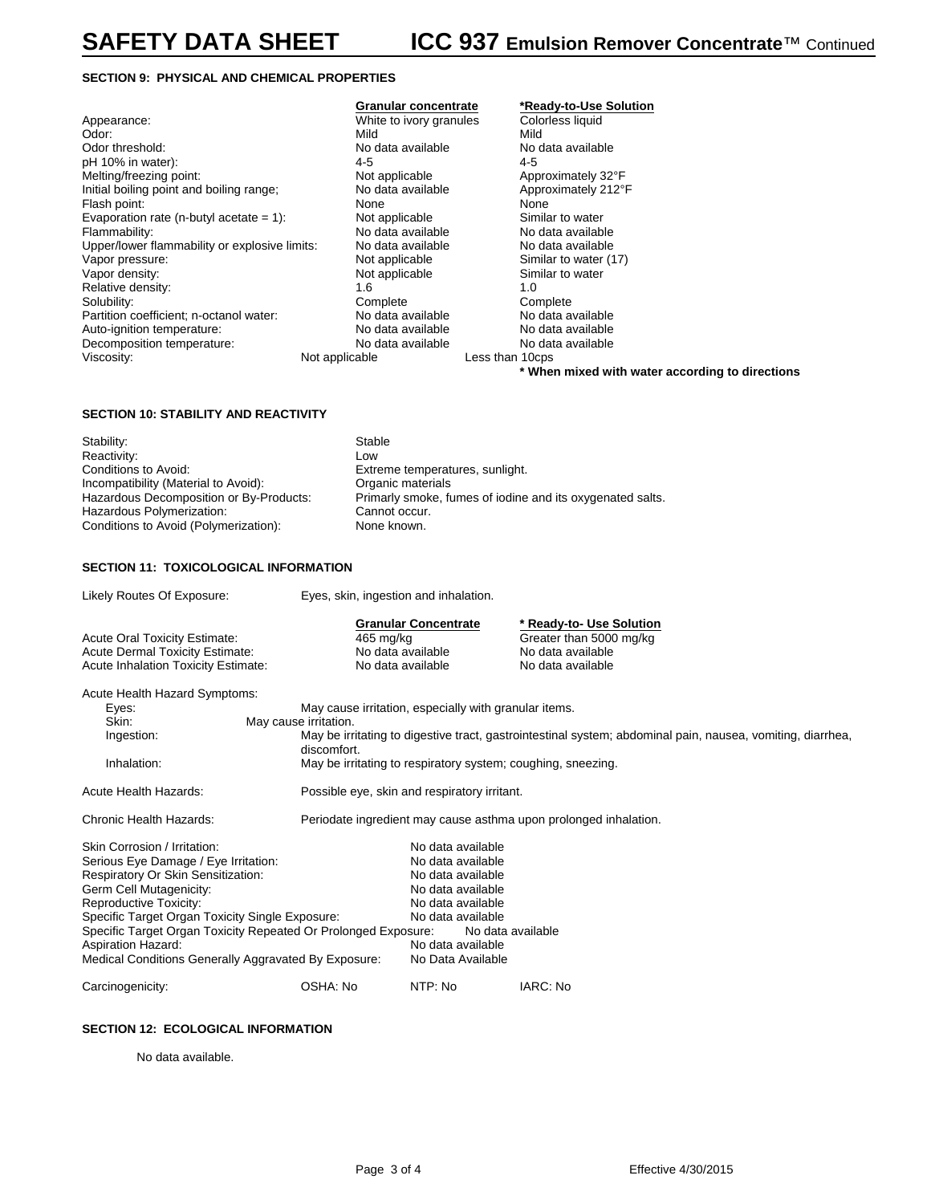## SECTION 9: PHYSICAL AND CHEMICAL PROPERTIES

| | Granular concentrate | *Ready-to-Use Solution |
|---|---|---|
| Appearance: | White to ivory granules | Colorless liquid |
| Odor: | Mild | Mild |
| Odor threshold: | No data available | No data available |
| pH 10% in water): | 4-5 | 4-5 |
| Melting/freezing point: | Not applicable | Approximately 32°F |
| Initial boiling point and boiling range; | No data available | Approximately 212°F |
| Flash point: | None | None |
| Evaporation rate (n-butyl acetate = 1): | Not applicable | Similar to water |
| Flammability: | No data available | No data available |
| Upper/lower flammability or explosive limits: | No data available | No data available |
| Vapor pressure: | Not applicable | Similar to water (17) |
| Vapor density: | Not applicable | Similar to water |
| Relative density: | 1.6 | 1.0 |
| Solubility: | Complete | Complete |
| Partition coefficient; n-octanol water: | No data available | No data available |
| Auto-ignition temperature: | No data available | No data available |
| Decomposition temperature: | No data available | No data available |
| Viscosity: | Not applicable | Less than 10cps |

**\* When mixed with water according to directions**

## SECTION 10: STABILITY AND REACTIVITY

| | |
|---|---|
| Stability: | Stable |
| Reactivity: | Low |
| Conditions to Avoid: | Extreme temperatures, sunlight. |
| Incompatibility (Material to Avoid): | Organic materials |
| Hazardous Decomposition or By-Products: | Primarly smoke, fumes of iodine and its oxygenated salts. |
| Hazardous Polymerization: | Cannot occur. |
| Conditions to Avoid (Polymerization): | None known. |

## SECTION 11: TOXICOLOGICAL INFORMATION

Likely Routes Of Exposure: Eyes, skin, ingestion and inhalation.

| | Granular Concentrate | * Ready-to- Use Solution |
|---|---|---|
| Acute Oral Toxicity Estimate: | 465 mg/kg | Greater than 5000 mg/kg |
| Acute Dermal Toxicity Estimate: | No data available | No data available |
| Acute Inhalation Toxicity Estimate: | No data available | No data available |

Acute Health Hazard Symptoms:

- Eyes: May cause irritation, especially with granular items.
- Skin: May cause irritation.
- Ingestion: May be irritating to digestive tract, gastrointestinal system; abdominal pain, nausea, vomiting, diarrhea, discomfort.
- Inhalation: May be irritating to respiratory system; coughing, sneezing.

Acute Health Hazards: Possible eye, skin and respiratory irritant.

Chronic Health Hazards: Periodate ingredient may cause asthma upon prolonged inhalation.

| | |
|---|---|
| Skin Corrosion / Irritation: | No data available |
| Serious Eye Damage / Eye Irritation: | No data available |
| Respiratory Or Skin Sensitization: | No data available |
| Germ Cell Mutagenicity: | No data available |
| Reproductive Toxicity: | No data available |
| Specific Target Organ Toxicity Single Exposure: | No data available |
| Specific Target Organ Toxicity Repeated Or Prolonged Exposure: | No data available |
| Aspiration Hazard: | No data available |
| Medical Conditions Generally Aggravated By Exposure: | No Data Available |

Carcinogenicity: OSHA: No NTP: No IARC: No

## SECTION 12: ECOLOGICAL INFORMATION

No data available.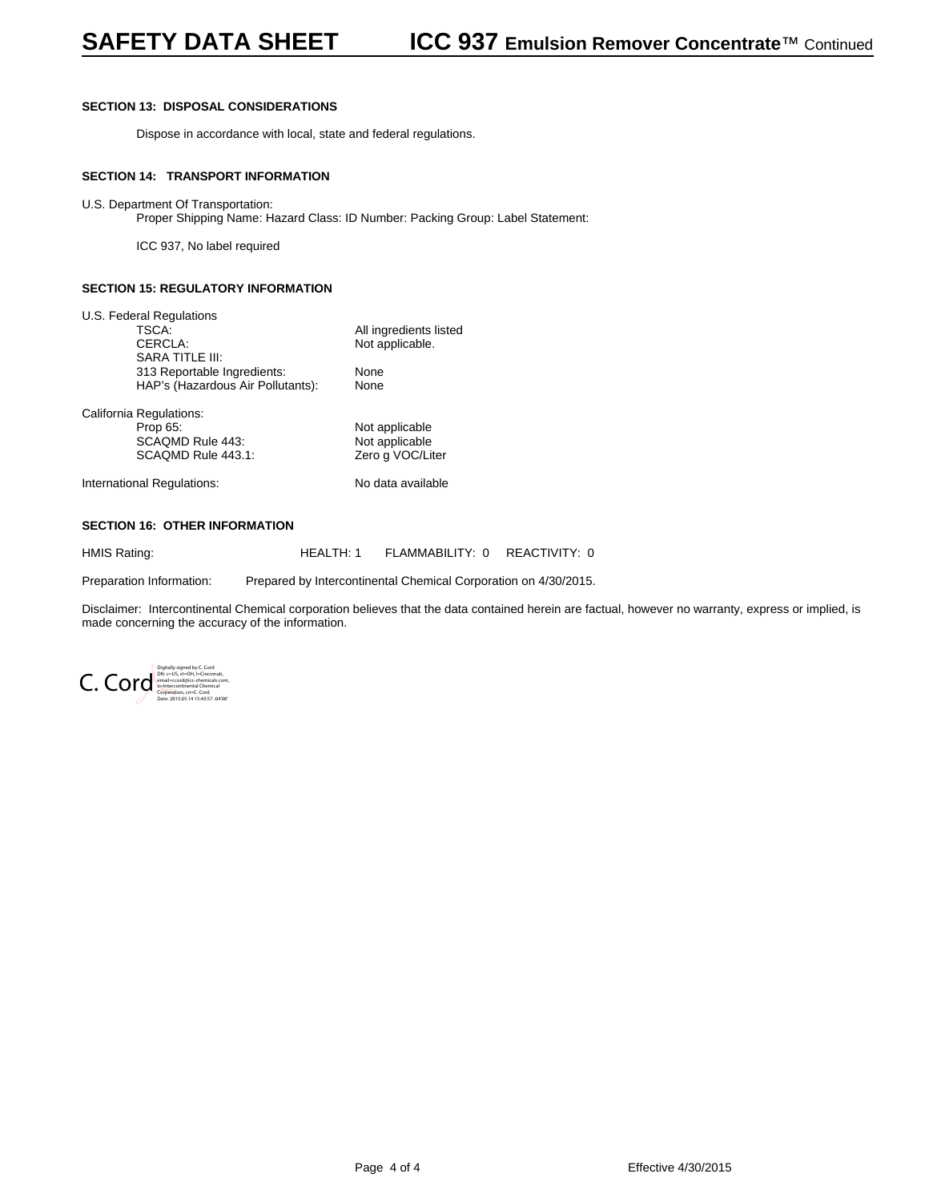**SECTION 13: DISPOSAL CONSIDERATIONS**

Dispose in accordance with local, state and federal regulations.

**SECTION 14: TRANSPORT INFORMATION**

U.S. Department Of Transportation:

Proper Shipping Name: Hazard Class: ID Number: Packing Group: Label Statement:

ICC 937, No label required

**SECTION 15: REGULATORY INFORMATION**

U.S. Federal Regulations

| | |
|---|---|
| TSCA: | All ingredients listed |
| CERCLA: | Not applicable. |
| SARA TITLE III: | |
| 313 Reportable Ingredients: | None |
| HAP's (Hazardous Air Pollutants): | None |

California Regulations:

| | |
|---|---|
| Prop 65: | Not applicable |
| SCAQMD Rule 443: | Not applicable |
| SCAQMD Rule 443.1: | Zero g VOC/Liter |

International Regulations: No data available

**SECTION 16: OTHER INFORMATION**

HMIS Rating: HEALTH: 1 FLAMMABILITY: 0 REACTIVITY: 0

Preparation Information: Prepared by Intercontinental Chemical Corporation on 4/30/2015.

Disclaimer: Intercontinental Chemical corporation believes that the data contained herein are factual, however no warranty, express or implied, is made concerning the accuracy of the information.

C. Cord

Digitally signed by C. Cord
DN: c=US, st=OH, l=Cincinnati, email=ccord@icc-chemicals.com, o=Intercontinental Chemical Corporation, cn=C. Cord
Date: 2015.05.14 15:43:57 -04'00'

Effective 4/30/2015